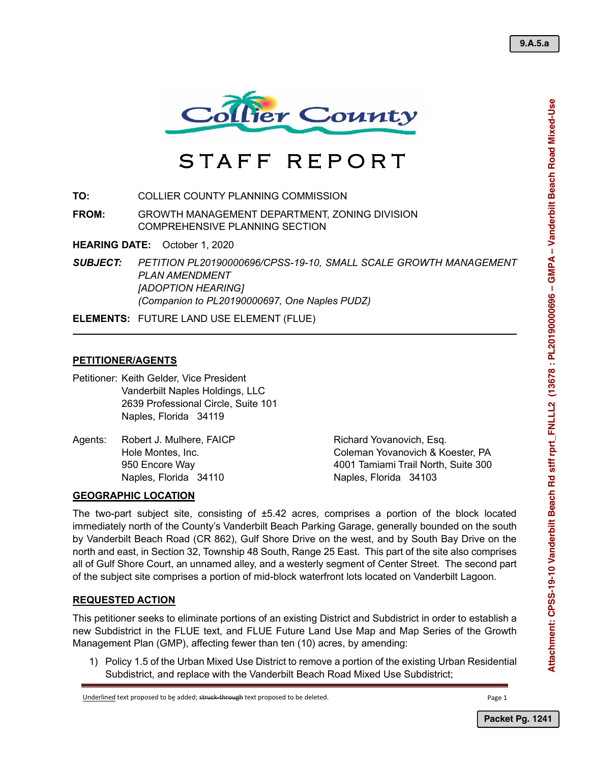# STAFF REPORT

**TO:** COLLIER COUNTY PLANNING COMMISSION

**FROM:** GROWTH MANAGEMENT DEPARTMENT, ZONING DIVISION
COMPREHENSIVE PLANNING SECTION

**HEARING DATE:** October 1, 2020

***SUBJECT:*** *PETITION PL20190000696/CPSS-19-10, SMALL SCALE GROWTH MANAGEMENT PLAN AMENDMENT*
*[ADOPTION HEARING]*
*(Companion to PL20190000697, One Naples PUDZ)*

**ELEMENTS:** FUTURE LAND USE ELEMENT (FLUE)

---

## PETITIONER/AGENTS

Petitioner: Keith Gelder, Vice President
Vanderbilt Naples Holdings, LLC
2639 Professional Circle, Suite 101
Naples, Florida 34119

Agents: Robert J. Mulhere, FAICP
Hole Montes, Inc.
950 Encore Way
Naples, Florida 34110

Richard Yovanovich, Esq.
Coleman Yovanovich & Koester, PA
4001 Tamiami Trail North, Suite 300
Naples, Florida 34103

## GEOGRAPHIC LOCATION

The two-part subject site, consisting of ±5.42 acres, comprises a portion of the block located immediately north of the County's Vanderbilt Beach Parking Garage, generally bounded on the south by Vanderbilt Beach Road (CR 862), Gulf Shore Drive on the west, and by South Bay Drive on the north and east, in Section 32, Township 48 South, Range 25 East. This part of the site also comprises all of Gulf Shore Court, an unnamed alley, and a westerly segment of Center Street. The second part of the subject site comprises a portion of mid-block waterfront lots located on Vanderbilt Lagoon.

## REQUESTED ACTION

This petitioner seeks to eliminate portions of an existing District and Subdistrict in order to establish a new Subdistrict in the FLUE text, and FLUE Future Land Use Map and Map Series of the Growth Management Plan (GMP), affecting fewer than ten (10) acres, by amending:

1) Policy 1.5 of the Urban Mixed Use District to remove a portion of the existing Urban Residential Subdistrict, and replace with the Vanderbilt Beach Road Mixed Use Subdistrict;

Underlined text proposed to be added; ~~struck-through~~ text proposed to be deleted.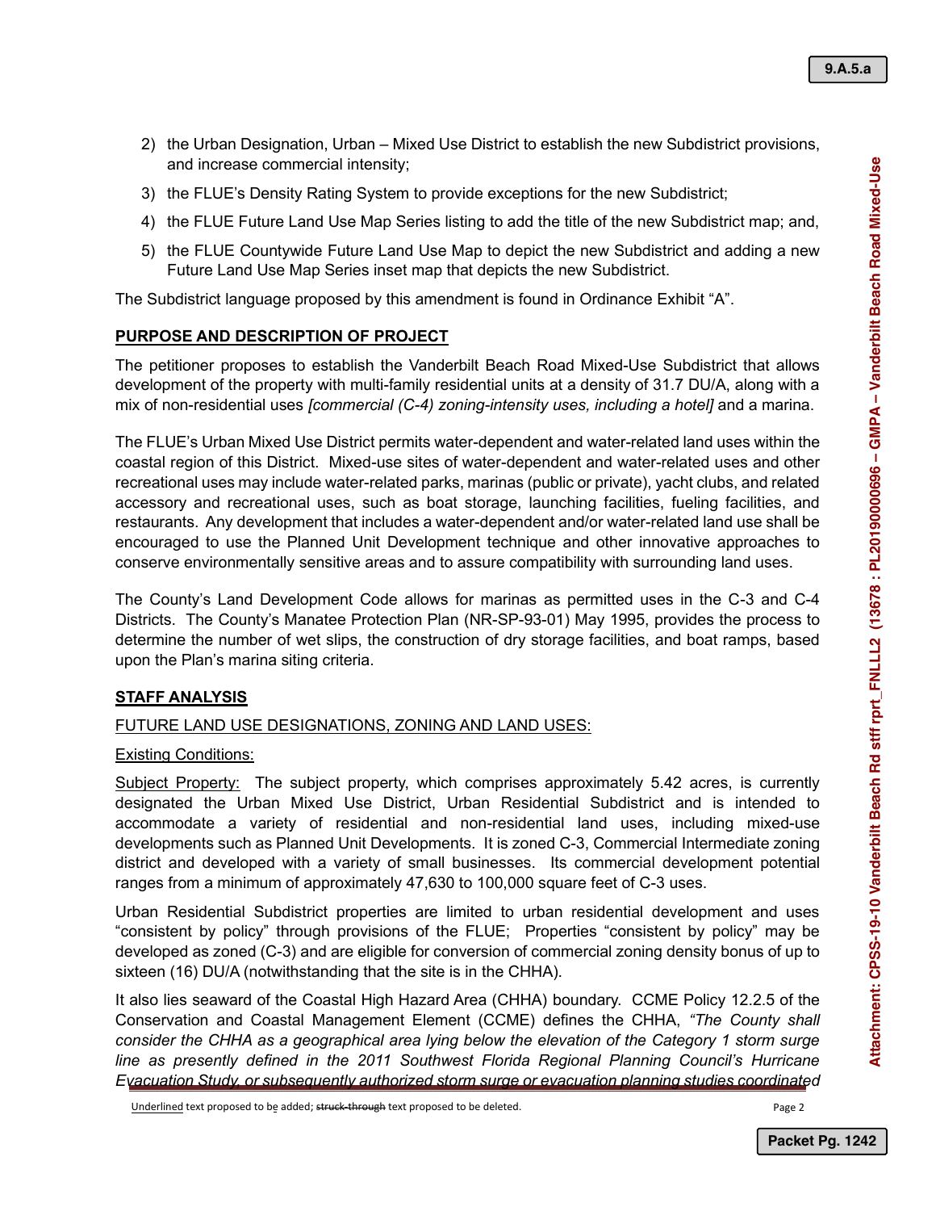2) the Urban Designation, Urban – Mixed Use District to establish the new Subdistrict provisions, and increase commercial intensity;
3) the FLUE's Density Rating System to provide exceptions for the new Subdistrict;
4) the FLUE Future Land Use Map Series listing to add the title of the new Subdistrict map; and,
5) the FLUE Countywide Future Land Use Map to depict the new Subdistrict and adding a new Future Land Use Map Series inset map that depicts the new Subdistrict.

The Subdistrict language proposed by this amendment is found in Ordinance Exhibit "A".

**PURPOSE AND DESCRIPTION OF PROJECT**

The petitioner proposes to establish the Vanderbilt Beach Road Mixed-Use Subdistrict that allows development of the property with multi-family residential units at a density of 31.7 DU/A, along with a mix of non-residential uses *[commercial (C-4) zoning-intensity uses, including a hotel]* and a marina.

The FLUE's Urban Mixed Use District permits water-dependent and water-related land uses within the coastal region of this District. Mixed-use sites of water-dependent and water-related uses and other recreational uses may include water-related parks, marinas (public or private), yacht clubs, and related accessory and recreational uses, such as boat storage, launching facilities, fueling facilities, and restaurants. Any development that includes a water-dependent and/or water-related land use shall be encouraged to use the Planned Unit Development technique and other innovative approaches to conserve environmentally sensitive areas and to assure compatibility with surrounding land uses.

The County's Land Development Code allows for marinas as permitted uses in the C-3 and C-4 Districts. The County's Manatee Protection Plan (NR-SP-93-01) May 1995, provides the process to determine the number of wet slips, the construction of dry storage facilities, and boat ramps, based upon the Plan's marina siting criteria.

**STAFF ANALYSIS**

FUTURE LAND USE DESIGNATIONS, ZONING AND LAND USES:

Existing Conditions:

Subject Property: The subject property, which comprises approximately 5.42 acres, is currently designated the Urban Mixed Use District, Urban Residential Subdistrict and is intended to accommodate a variety of residential and non-residential land uses, including mixed-use developments such as Planned Unit Developments. It is zoned C-3, Commercial Intermediate zoning district and developed with a variety of small businesses. Its commercial development potential ranges from a minimum of approximately 47,630 to 100,000 square feet of C-3 uses.

Urban Residential Subdistrict properties are limited to urban residential development and uses "consistent by policy" through provisions of the FLUE; Properties "consistent by policy" may be developed as zoned (C-3) and are eligible for conversion of commercial zoning density bonus of up to sixteen (16) DU/A (notwithstanding that the site is in the CHHA).

It also lies seaward of the Coastal High Hazard Area (CHHA) boundary. CCME Policy 12.2.5 of the Conservation and Coastal Management Element (CCME) defines the CHHA, *"The County shall consider the CHHA as a geographical area lying below the elevation of the Category 1 storm surge line as presently defined in the 2011 Southwest Florida Regional Planning Council's Hurricane Evacuation Study, or subsequently authorized storm surge or evacuation planning studies coordinated*

Underlined text proposed to be added; ~~struck-through~~ text proposed to be deleted.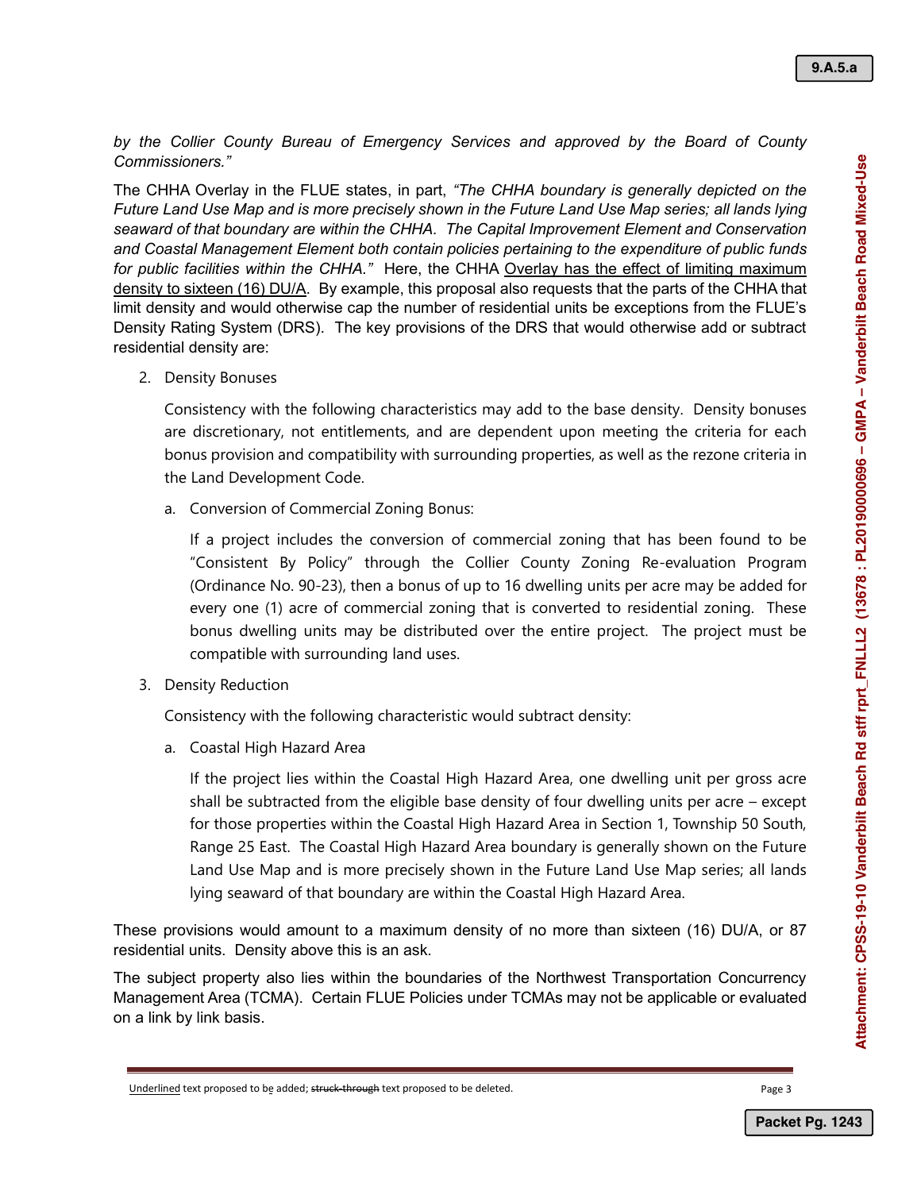*by the Collier County Bureau of Emergency Services and approved by the Board of County Commissioners."*

The CHHA Overlay in the FLUE states, in part, *"The CHHA boundary is generally depicted on the Future Land Use Map and is more precisely shown in the Future Land Use Map series; all lands lying seaward of that boundary are within the CHHA. The Capital Improvement Element and Conservation and Coastal Management Element both contain policies pertaining to the expenditure of public funds for public facilities within the CHHA."* Here, the CHHA <u>Overlay has the effect of limiting maximum density to sixteen (16) DU/A</u>. By example, this proposal also requests that the parts of the CHHA that limit density and would otherwise cap the number of residential units be exceptions from the FLUE's Density Rating System (DRS). The key provisions of the DRS that would otherwise add or subtract residential density are:

2. Density Bonuses

   Consistency with the following characteristics may add to the base density. Density bonuses are discretionary, not entitlements, and are dependent upon meeting the criteria for each bonus provision and compatibility with surrounding properties, as well as the rezone criteria in the Land Development Code.

   a. Conversion of Commercial Zoning Bonus:

      If a project includes the conversion of commercial zoning that has been found to be "Consistent By Policy" through the Collier County Zoning Re-evaluation Program (Ordinance No. 90-23), then a bonus of up to 16 dwelling units per acre may be added for every one (1) acre of commercial zoning that is converted to residential zoning. These bonus dwelling units may be distributed over the entire project. The project must be compatible with surrounding land uses.

3. Density Reduction

   Consistency with the following characteristic would subtract density:

   a. Coastal High Hazard Area

      If the project lies within the Coastal High Hazard Area, one dwelling unit per gross acre shall be subtracted from the eligible base density of four dwelling units per acre – except for those properties within the Coastal High Hazard Area in Section 1, Township 50 South, Range 25 East. The Coastal High Hazard Area boundary is generally shown on the Future Land Use Map and is more precisely shown in the Future Land Use Map series; all lands lying seaward of that boundary are within the Coastal High Hazard Area.

These provisions would amount to a maximum density of no more than sixteen (16) DU/A, or 87 residential units. Density above this is an ask.

The subject property also lies within the boundaries of the Northwest Transportation Concurrency Management Area (TCMA). Certain FLUE Policies under TCMAs may not be applicable or evaluated on a link by link basis.

<u>Underlined</u> text proposed to be added; ~~struck-through~~ text proposed to be deleted.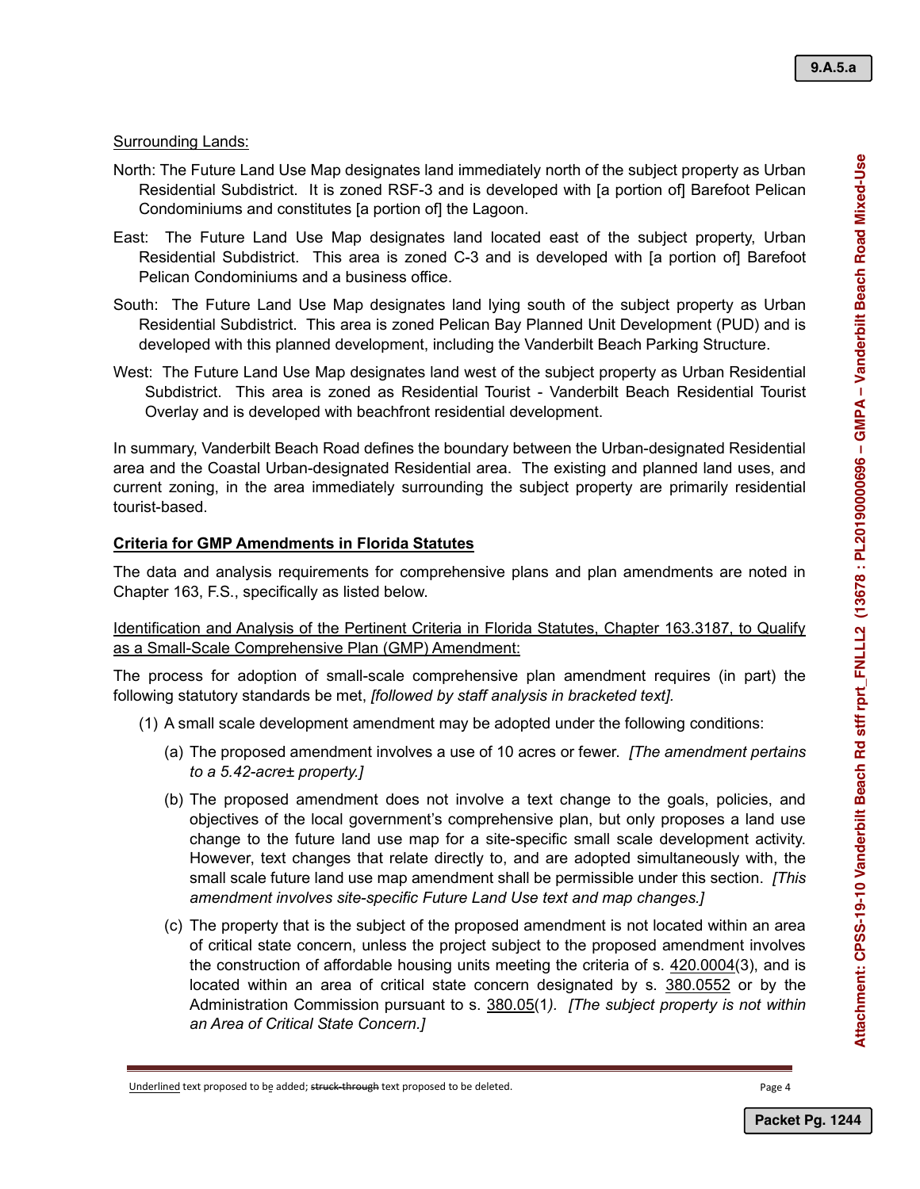Surrounding Lands:

North: The Future Land Use Map designates land immediately north of the subject property as Urban Residential Subdistrict. It is zoned RSF-3 and is developed with [a portion of] Barefoot Pelican Condominiums and constitutes [a portion of] the Lagoon.

East: The Future Land Use Map designates land located east of the subject property, Urban Residential Subdistrict. This area is zoned C-3 and is developed with [a portion of] Barefoot Pelican Condominiums and a business office.

South: The Future Land Use Map designates land lying south of the subject property as Urban Residential Subdistrict. This area is zoned Pelican Bay Planned Unit Development (PUD) and is developed with this planned development, including the Vanderbilt Beach Parking Structure.

West: The Future Land Use Map designates land west of the subject property as Urban Residential Subdistrict. This area is zoned as Residential Tourist - Vanderbilt Beach Residential Tourist Overlay and is developed with beachfront residential development.

In summary, Vanderbilt Beach Road defines the boundary between the Urban-designated Residential area and the Coastal Urban-designated Residential area. The existing and planned land uses, and current zoning, in the area immediately surrounding the subject property are primarily residential tourist-based.

**Criteria for GMP Amendments in Florida Statutes**

The data and analysis requirements for comprehensive plans and plan amendments are noted in Chapter 163, F.S., specifically as listed below.

Identification and Analysis of the Pertinent Criteria in Florida Statutes, Chapter 163.3187, to Qualify as a Small-Scale Comprehensive Plan (GMP) Amendment:

The process for adoption of small-scale comprehensive plan amendment requires (in part) the following statutory standards be met, *[followed by staff analysis in bracketed text].*

(1) A small scale development amendment may be adopted under the following conditions:

(a) The proposed amendment involves a use of 10 acres or fewer. *[The amendment pertains to a 5.42-acre± property.]*

(b) The proposed amendment does not involve a text change to the goals, policies, and objectives of the local government's comprehensive plan, but only proposes a land use change to the future land use map for a site-specific small scale development activity. However, text changes that relate directly to, and are adopted simultaneously with, the small scale future land use map amendment shall be permissible under this section. *[This amendment involves site-specific Future Land Use text and map changes.]*

(c) The property that is the subject of the proposed amendment is not located within an area of critical state concern, unless the project subject to the proposed amendment involves the construction of affordable housing units meeting the criteria of s. 420.0004(3), and is located within an area of critical state concern designated by s. 380.0552 or by the Administration Commission pursuant to s. 380.05(1*). [The subject property is not within an Area of Critical State Concern.]*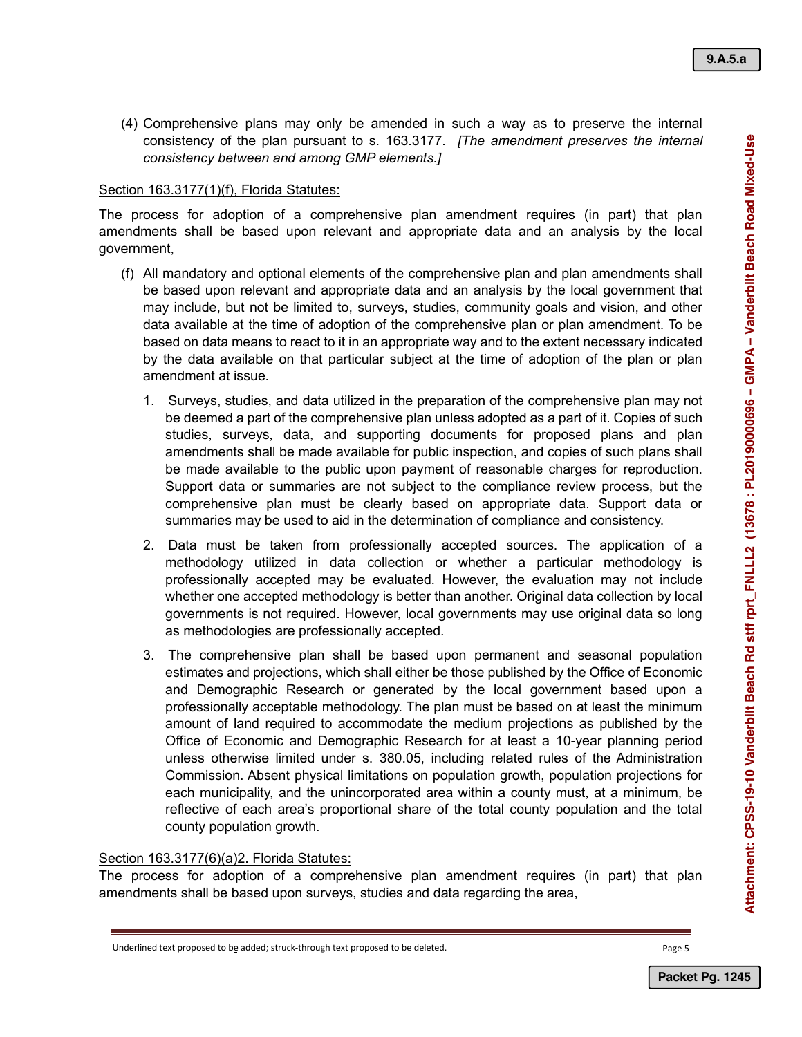(4) Comprehensive plans may only be amended in such a way as to preserve the internal consistency of the plan pursuant to s. 163.3177. *[The amendment preserves the internal consistency between and among GMP elements.]*

<u>Section 163.3177(1)(f), Florida Statutes:</u>

The process for adoption of a comprehensive plan amendment requires (in part) that plan amendments shall be based upon relevant and appropriate data and an analysis by the local government,

(f) All mandatory and optional elements of the comprehensive plan and plan amendments shall be based upon relevant and appropriate data and an analysis by the local government that may include, but not be limited to, surveys, studies, community goals and vision, and other data available at the time of adoption of the comprehensive plan or plan amendment. To be based on data means to react to it in an appropriate way and to the extent necessary indicated by the data available on that particular subject at the time of adoption of the plan or plan amendment at issue.

1. Surveys, studies, and data utilized in the preparation of the comprehensive plan may not be deemed a part of the comprehensive plan unless adopted as a part of it. Copies of such studies, surveys, data, and supporting documents for proposed plans and plan amendments shall be made available for public inspection, and copies of such plans shall be made available to the public upon payment of reasonable charges for reproduction. Support data or summaries are not subject to the compliance review process, but the comprehensive plan must be clearly based on appropriate data. Support data or summaries may be used to aid in the determination of compliance and consistency.

2. Data must be taken from professionally accepted sources. The application of a methodology utilized in data collection or whether a particular methodology is professionally accepted may be evaluated. However, the evaluation may not include whether one accepted methodology is better than another. Original data collection by local governments is not required. However, local governments may use original data so long as methodologies are professionally accepted.

3. The comprehensive plan shall be based upon permanent and seasonal population estimates and projections, which shall either be those published by the Office of Economic and Demographic Research or generated by the local government based upon a professionally acceptable methodology. The plan must be based on at least the minimum amount of land required to accommodate the medium projections as published by the Office of Economic and Demographic Research for at least a 10-year planning period unless otherwise limited under s. <u>380.05</u>, including related rules of the Administration Commission. Absent physical limitations on population growth, population projections for each municipality, and the unincorporated area within a county must, at a minimum, be reflective of each area's proportional share of the total county population and the total county population growth.

<u>Section 163.3177(6)(a)2. Florida Statutes:</u>

The process for adoption of a comprehensive plan amendment requires (in part) that plan amendments shall be based upon surveys, studies and data regarding the area,

<u>Underlined</u> text proposed to be added; ~~struck-through~~ text proposed to be deleted.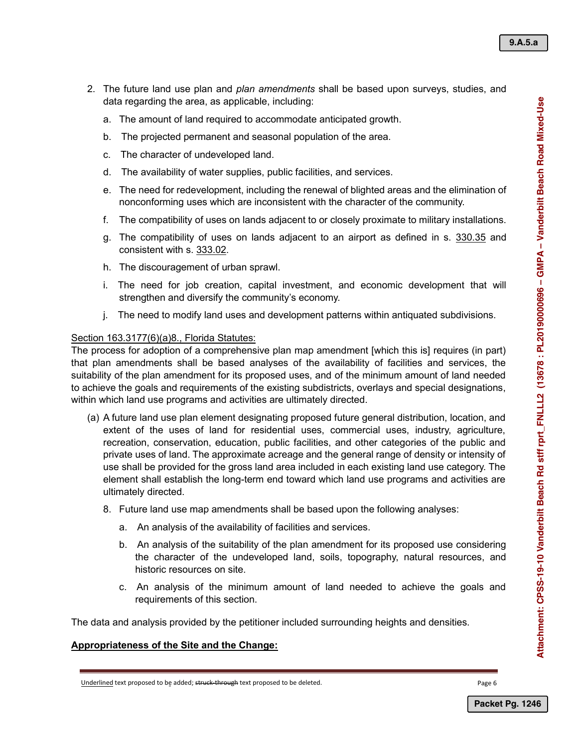2. The future land use plan and *plan amendments* shall be based upon surveys, studies, and data regarding the area, as applicable, including:

   a. The amount of land required to accommodate anticipated growth.

   b. The projected permanent and seasonal population of the area.

   c. The character of undeveloped land.

   d. The availability of water supplies, public facilities, and services.

   e. The need for redevelopment, including the renewal of blighted areas and the elimination of nonconforming uses which are inconsistent with the character of the community.

   f. The compatibility of uses on lands adjacent to or closely proximate to military installations.

   g. The compatibility of uses on lands adjacent to an airport as defined in s. 330.35 and consistent with s. 333.02.

   h. The discouragement of urban sprawl.

   i. The need for job creation, capital investment, and economic development that will strengthen and diversify the community's economy.

   j. The need to modify land uses and development patterns within antiquated subdivisions.

Section 163.3177(6)(a)8., Florida Statutes:

The process for adoption of a comprehensive plan map amendment [which this is] requires (in part) that plan amendments shall be based analyses of the availability of facilities and services, the suitability of the plan amendment for its proposed uses, and of the minimum amount of land needed to achieve the goals and requirements of the existing subdistricts, overlays and special designations, within which land use programs and activities are ultimately directed.

(a) A future land use plan element designating proposed future general distribution, location, and extent of the uses of land for residential uses, commercial uses, industry, agriculture, recreation, conservation, education, public facilities, and other categories of the public and private uses of land. The approximate acreage and the general range of density or intensity of use shall be provided for the gross land area included in each existing land use category. The element shall establish the long-term end toward which land use programs and activities are ultimately directed.

   8. Future land use map amendments shall be based upon the following analyses:

      a. An analysis of the availability of facilities and services.

      b. An analysis of the suitability of the plan amendment for its proposed use considering the character of the undeveloped land, soils, topography, natural resources, and historic resources on site.

      c. An analysis of the minimum amount of land needed to achieve the goals and requirements of this section.

The data and analysis provided by the petitioner included surrounding heights and densities.

**Appropriateness of the Site and the Change:**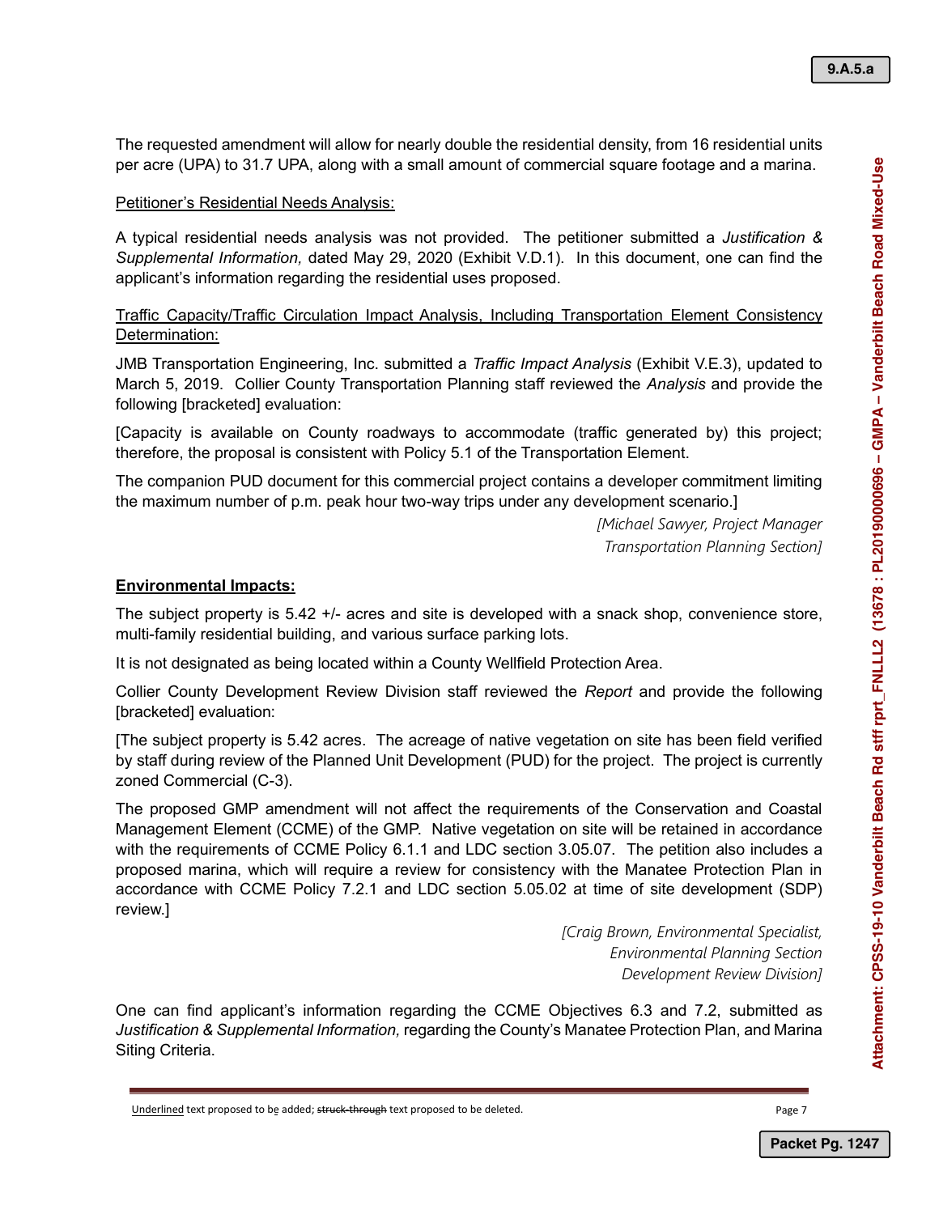The requested amendment will allow for nearly double the residential density, from 16 residential units per acre (UPA) to 31.7 UPA, along with a small amount of commercial square footage and a marina.

<u>Petitioner's Residential Needs Analysis:</u>

A typical residential needs analysis was not provided. The petitioner submitted a *Justification & Supplemental Information,* dated May 29, 2020 (Exhibit V.D.1). In this document, one can find the applicant's information regarding the residential uses proposed.

<u>Traffic Capacity/Traffic Circulation Impact Analysis, Including Transportation Element Consistency Determination:</u>

JMB Transportation Engineering, Inc. submitted a *Traffic Impact Analysis* (Exhibit V.E.3), updated to March 5, 2019. Collier County Transportation Planning staff reviewed the *Analysis* and provide the following [bracketed] evaluation:

[Capacity is available on County roadways to accommodate (traffic generated by) this project; therefore, the proposal is consistent with Policy 5.1 of the Transportation Element.

The companion PUD document for this commercial project contains a developer commitment limiting the maximum number of p.m. peak hour two-way trips under any development scenario.]

*[Michael Sawyer, Project Manager*
*Transportation Planning Section]*

**<u>Environmental Impacts:</u>**

The subject property is 5.42 +/- acres and site is developed with a snack shop, convenience store, multi-family residential building, and various surface parking lots.

It is not designated as being located within a County Wellfield Protection Area.

Collier County Development Review Division staff reviewed the *Report* and provide the following [bracketed] evaluation:

[The subject property is 5.42 acres. The acreage of native vegetation on site has been field verified by staff during review of the Planned Unit Development (PUD) for the project. The project is currently zoned Commercial (C-3).

The proposed GMP amendment will not affect the requirements of the Conservation and Coastal Management Element (CCME) of the GMP. Native vegetation on site will be retained in accordance with the requirements of CCME Policy 6.1.1 and LDC section 3.05.07. The petition also includes a proposed marina, which will require a review for consistency with the Manatee Protection Plan in accordance with CCME Policy 7.2.1 and LDC section 5.05.02 at time of site development (SDP) review.]

*[Craig Brown, Environmental Specialist,*
*Environmental Planning Section*
*Development Review Division]*

One can find applicant's information regarding the CCME Objectives 6.3 and 7.2, submitted as *Justification & Supplemental Information,* regarding the County's Manatee Protection Plan, and Marina Siting Criteria.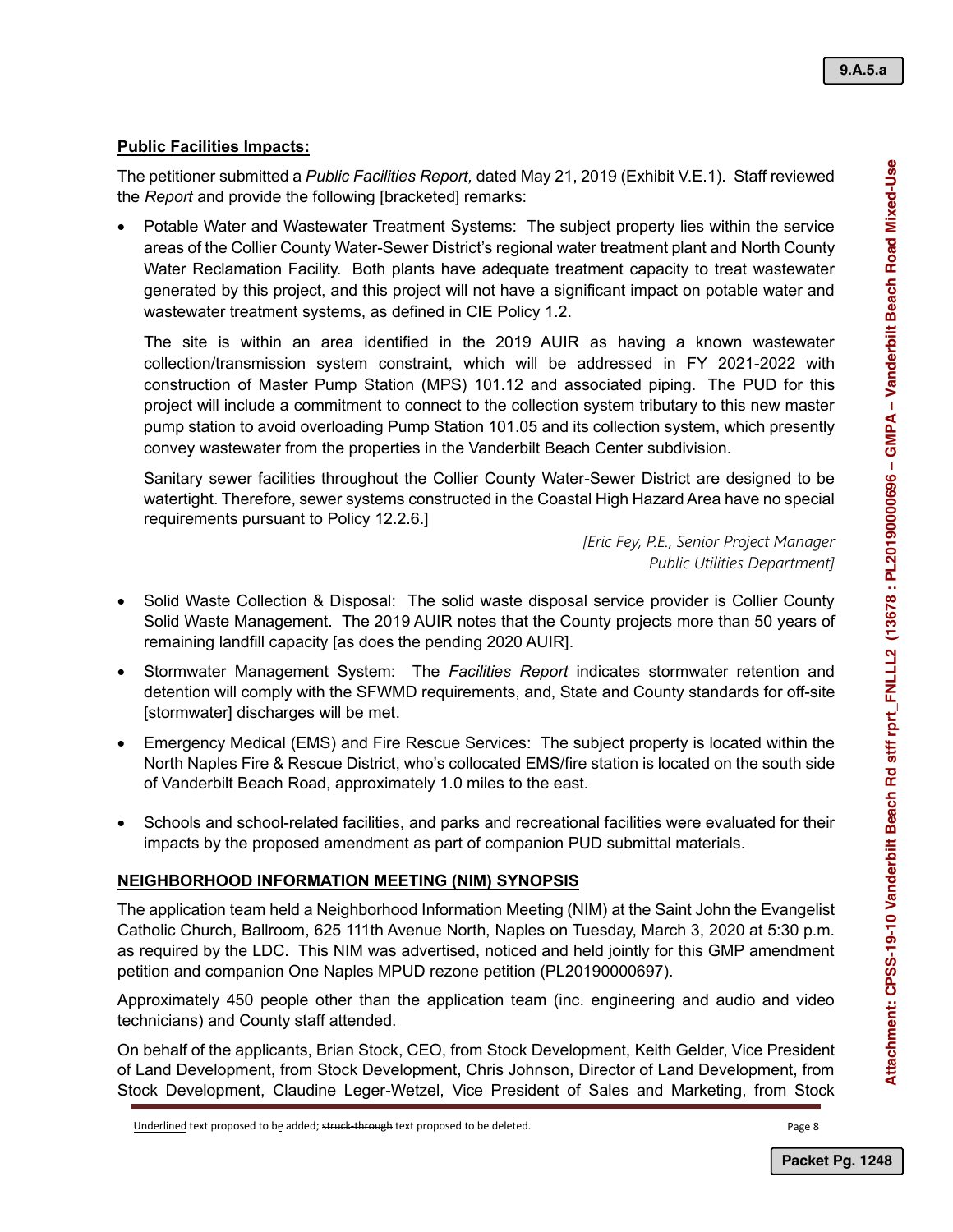**Public Facilities Impacts:**

The petitioner submitted a *Public Facilities Report,* dated May 21, 2019 (Exhibit V.E.1). Staff reviewed the *Report* and provide the following [bracketed] remarks:

- Potable Water and Wastewater Treatment Systems: The subject property lies within the service areas of the Collier County Water-Sewer District's regional water treatment plant and North County Water Reclamation Facility. Both plants have adequate treatment capacity to treat wastewater generated by this project, and this project will not have a significant impact on potable water and wastewater treatment systems, as defined in CIE Policy 1.2.

  The site is within an area identified in the 2019 AUIR as having a known wastewater collection/transmission system constraint, which will be addressed in FY 2021-2022 with construction of Master Pump Station (MPS) 101.12 and associated piping. The PUD for this project will include a commitment to connect to the collection system tributary to this new master pump station to avoid overloading Pump Station 101.05 and its collection system, which presently convey wastewater from the properties in the Vanderbilt Beach Center subdivision.

  Sanitary sewer facilities throughout the Collier County Water-Sewer District are designed to be watertight. Therefore, sewer systems constructed in the Coastal High Hazard Area have no special requirements pursuant to Policy 12.2.6.]

  *[Eric Fey, P.E., Senior Project Manager*
  *Public Utilities Department]*

- Solid Waste Collection & Disposal: The solid waste disposal service provider is Collier County Solid Waste Management. The 2019 AUIR notes that the County projects more than 50 years of remaining landfill capacity [as does the pending 2020 AUIR].

- Stormwater Management System: The *Facilities Report* indicates stormwater retention and detention will comply with the SFWMD requirements, and, State and County standards for off-site [stormwater] discharges will be met.

- Emergency Medical (EMS) and Fire Rescue Services: The subject property is located within the North Naples Fire & Rescue District, who's collocated EMS/fire station is located on the south side of Vanderbilt Beach Road, approximately 1.0 miles to the east.

- Schools and school-related facilities, and parks and recreational facilities were evaluated for their impacts by the proposed amendment as part of companion PUD submittal materials.

**NEIGHBORHOOD INFORMATION MEETING (NIM) SYNOPSIS**

The application team held a Neighborhood Information Meeting (NIM) at the Saint John the Evangelist Catholic Church, Ballroom, 625 111th Avenue North, Naples on Tuesday, March 3, 2020 at 5:30 p.m. as required by the LDC. This NIM was advertised, noticed and held jointly for this GMP amendment petition and companion One Naples MPUD rezone petition (PL20190000697).

Approximately 450 people other than the application team (inc. engineering and audio and video technicians) and County staff attended.

On behalf of the applicants, Brian Stock, CEO, from Stock Development, Keith Gelder, Vice President of Land Development, from Stock Development, Chris Johnson, Director of Land Development, from Stock Development, Claudine Leger-Wetzel, Vice President of Sales and Marketing, from Stock

Underlined text proposed to be added; ~~struck-through~~ text proposed to be deleted.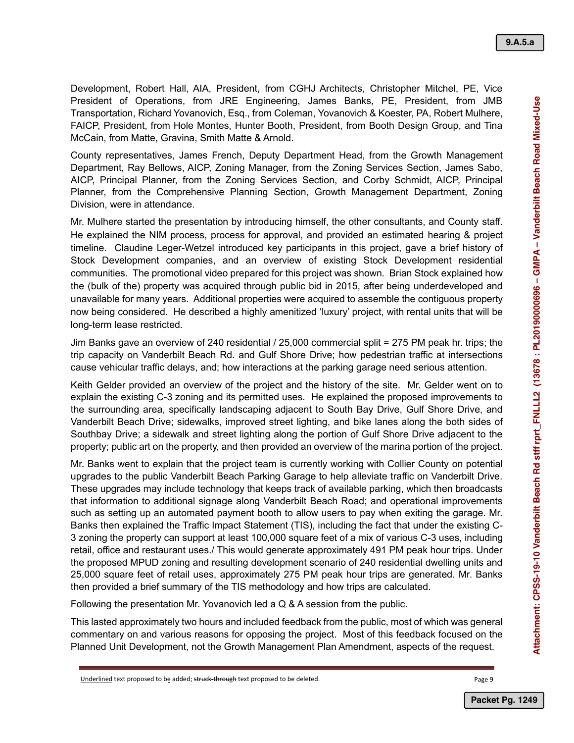Development, Robert Hall, AIA, President, from CGHJ Architects, Christopher Mitchel, PE, Vice President of Operations, from JRE Engineering, James Banks, PE, President, from JMB Transportation, Richard Yovanovich, Esq., from Coleman, Yovanovich & Koester, PA, Robert Mulhere, FAICP, President, from Hole Montes, Hunter Booth, President, from Booth Design Group, and Tina McCain, from Matte, Gravina, Smith Matte & Arnold.

County representatives, James French, Deputy Department Head, from the Growth Management Department, Ray Bellows, AICP, Zoning Manager, from the Zoning Services Section, James Sabo, AICP, Principal Planner, from the Zoning Services Section, and Corby Schmidt, AICP, Principal Planner, from the Comprehensive Planning Section, Growth Management Department, Zoning Division, were in attendance.

Mr. Mulhere started the presentation by introducing himself, the other consultants, and County staff. He explained the NIM process, process for approval, and provided an estimated hearing & project timeline. Claudine Leger-Wetzel introduced key participants in this project, gave a brief history of Stock Development companies, and an overview of existing Stock Development residential communities. The promotional video prepared for this project was shown. Brian Stock explained how the (bulk of the) property was acquired through public bid in 2015, after being underdeveloped and unavailable for many years. Additional properties were acquired to assemble the contiguous property now being considered. He described a highly amenitized 'luxury' project, with rental units that will be long-term lease restricted.

Jim Banks gave an overview of 240 residential / 25,000 commercial split = 275 PM peak hr. trips; the trip capacity on Vanderbilt Beach Rd. and Gulf Shore Drive; how pedestrian traffic at intersections cause vehicular traffic delays, and; how interactions at the parking garage need serious attention.

Keith Gelder provided an overview of the project and the history of the site. Mr. Gelder went on to explain the existing C-3 zoning and its permitted uses. He explained the proposed improvements to the surrounding area, specifically landscaping adjacent to South Bay Drive, Gulf Shore Drive, and Vanderbilt Beach Drive; sidewalks, improved street lighting, and bike lanes along the both sides of Southbay Drive; a sidewalk and street lighting along the portion of Gulf Shore Drive adjacent to the property; public art on the property, and then provided an overview of the marina portion of the project.

Mr. Banks went to explain that the project team is currently working with Collier County on potential upgrades to the public Vanderbilt Beach Parking Garage to help alleviate traffic on Vanderbilt Drive. These upgrades may include technology that keeps track of available parking, which then broadcasts that information to additional signage along Vanderbilt Beach Road; and operational improvements such as setting up an automated payment booth to allow users to pay when exiting the garage. Mr. Banks then explained the Traffic Impact Statement (TIS), including the fact that under the existing C-3 zoning the property can support at least 100,000 square feet of a mix of various C-3 uses, including retail, office and restaurant uses./ This would generate approximately 491 PM peak hour trips. Under the proposed MPUD zoning and resulting development scenario of 240 residential dwelling units and 25,000 square feet of retail uses, approximately 275 PM peak hour trips are generated. Mr. Banks then provided a brief summary of the TIS methodology and how trips are calculated.

Following the presentation Mr. Yovanovich led a Q & A session from the public.

This lasted approximately two hours and included feedback from the public, most of which was general commentary on and various reasons for opposing the project. Most of this feedback focused on the Planned Unit Development, not the Growth Management Plan Amendment, aspects of the request.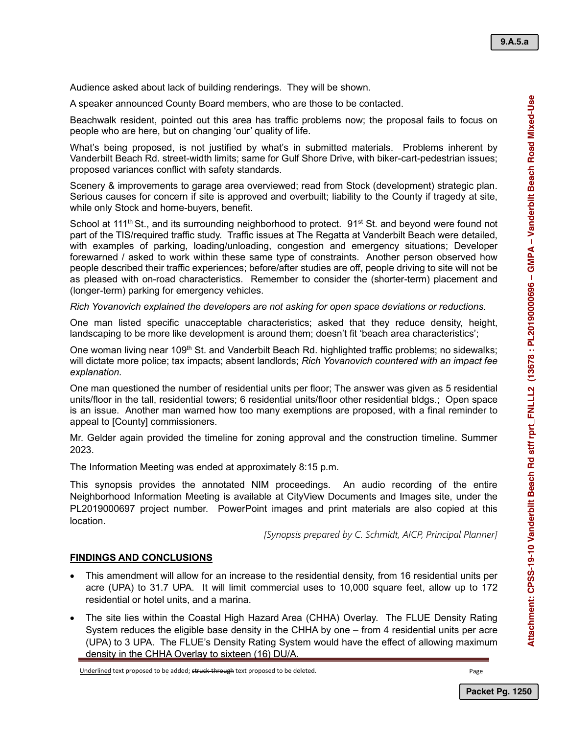Audience asked about lack of building renderings. They will be shown.

A speaker announced County Board members, who are those to be contacted.

Beachwalk resident, pointed out this area has traffic problems now; the proposal fails to focus on people who are here, but on changing 'our' quality of life.

What's being proposed, is not justified by what's in submitted materials. Problems inherent by Vanderbilt Beach Rd. street-width limits; same for Gulf Shore Drive, with biker-cart-pedestrian issues; proposed variances conflict with safety standards.

Scenery & improvements to garage area overviewed; read from Stock (development) strategic plan. Serious causes for concern if site is approved and overbuilt; liability to the County if tragedy at site, while only Stock and home-buyers, benefit.

School at 111th St., and its surrounding neighborhood to protect. 91st St. and beyond were found not part of the TIS/required traffic study. Traffic issues at The Regatta at Vanderbilt Beach were detailed, with examples of parking, loading/unloading, congestion and emergency situations; Developer forewarned / asked to work within these same type of constraints. Another person observed how people described their traffic experiences; before/after studies are off, people driving to site will not be as pleased with on-road characteristics. Remember to consider the (shorter-term) placement and (longer-term) parking for emergency vehicles.

*Rich Yovanovich explained the developers are not asking for open space deviations or reductions.*

One man listed specific unacceptable characteristics; asked that they reduce density, height, landscaping to be more like development is around them; doesn't fit 'beach area characteristics';

One woman living near 109th St. and Vanderbilt Beach Rd. highlighted traffic problems; no sidewalks; will dictate more police; tax impacts; absent landlords; *Rich Yovanovich countered with an impact fee explanation.*

One man questioned the number of residential units per floor; The answer was given as 5 residential units/floor in the tall, residential towers; 6 residential units/floor other residential bldgs.; Open space is an issue. Another man warned how too many exemptions are proposed, with a final reminder to appeal to [County] commissioners.

Mr. Gelder again provided the timeline for zoning approval and the construction timeline. Summer 2023.

The Information Meeting was ended at approximately 8:15 p.m.

This synopsis provides the annotated NIM proceedings. An audio recording of the entire Neighborhood Information Meeting is available at CityView Documents and Images site, under the PL2019000697 project number. PowerPoint images and print materials are also copied at this location.

*[Synopsis prepared by C. Schmidt, AICP, Principal Planner]*

**FINDINGS AND CONCLUSIONS**

- This amendment will allow for an increase to the residential density, from 16 residential units per acre (UPA) to 31.7 UPA. It will limit commercial uses to 10,000 square feet, allow up to 172 residential or hotel units, and a marina.
- The site lies within the Coastal High Hazard Area (CHHA) Overlay. The FLUE Density Rating System reduces the eligible base density in the CHHA by one – from 4 residential units per acre (UPA) to 3 UPA. The FLUE's Density Rating System would have the effect of allowing maximum density in the CHHA Overlay to sixteen (16) DU/A.

Underlined text proposed to be added; ~~struck-through~~ text proposed to be deleted.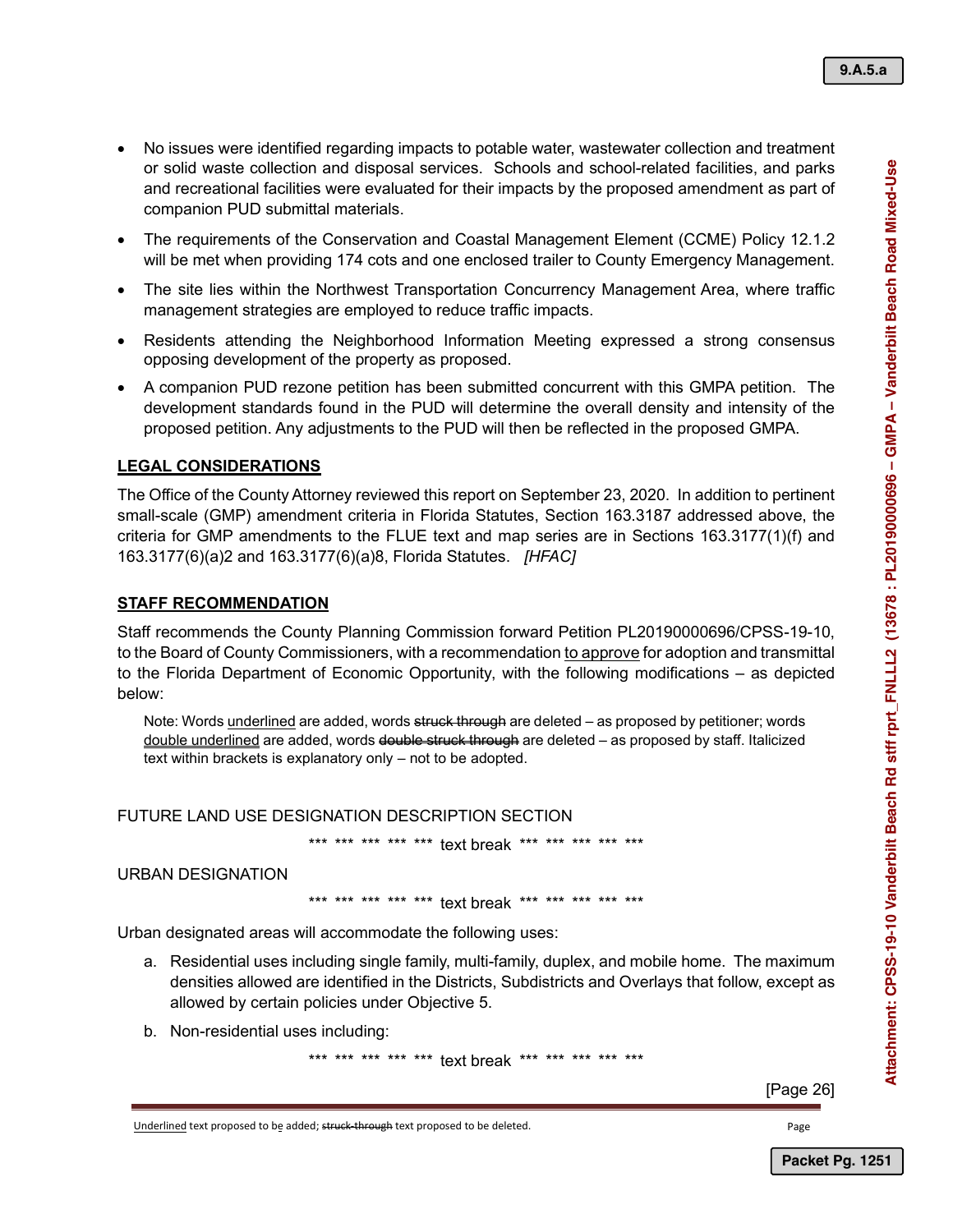- No issues were identified regarding impacts to potable water, wastewater collection and treatment or solid waste collection and disposal services. Schools and school-related facilities, and parks and recreational facilities were evaluated for their impacts by the proposed amendment as part of companion PUD submittal materials.
- The requirements of the Conservation and Coastal Management Element (CCME) Policy 12.1.2 will be met when providing 174 cots and one enclosed trailer to County Emergency Management.
- The site lies within the Northwest Transportation Concurrency Management Area, where traffic management strategies are employed to reduce traffic impacts.
- Residents attending the Neighborhood Information Meeting expressed a strong consensus opposing development of the property as proposed.
- A companion PUD rezone petition has been submitted concurrent with this GMPA petition. The development standards found in the PUD will determine the overall density and intensity of the proposed petition. Any adjustments to the PUD will then be reflected in the proposed GMPA.

## LEGAL CONSIDERATIONS

The Office of the County Attorney reviewed this report on September 23, 2020. In addition to pertinent small-scale (GMP) amendment criteria in Florida Statutes, Section 163.3187 addressed above, the criteria for GMP amendments to the FLUE text and map series are in Sections 163.3177(1)(f) and 163.3177(6)(a)2 and 163.3177(6)(a)8, Florida Statutes. *[HFAC]*

## STAFF RECOMMENDATION

Staff recommends the County Planning Commission forward Petition PL20190000696/CPSS-19-10, to the Board of County Commissioners, with a recommendation <u>to approve</u> for adoption and transmittal to the Florida Department of Economic Opportunity, with the following modifications – as depicted below:

> Note: Words <u>underlined</u> are added, words ~~struck through~~ are deleted – as proposed by petitioner; words <u>double underlined</u> are added, words ~~double struck through~~ are deleted – as proposed by staff. Italicized text within brackets is explanatory only – not to be adopted.

FUTURE LAND USE DESIGNATION DESCRIPTION SECTION

\*\*\* \*\*\* \*\*\* \*\*\* \*\*\* text break \*\*\* \*\*\* \*\*\* \*\*\* \*\*\*

URBAN DESIGNATION

\*\*\* \*\*\* \*\*\* \*\*\* \*\*\* text break \*\*\* \*\*\* \*\*\* \*\*\* \*\*\*

Urban designated areas will accommodate the following uses:

a. Residential uses including single family, multi-family, duplex, and mobile home. The maximum densities allowed are identified in the Districts, Subdistricts and Overlays that follow, except as allowed by certain policies under Objective 5.

b. Non-residential uses including:

\*\*\* \*\*\* \*\*\* \*\*\* \*\*\* text break \*\*\* \*\*\* \*\*\* \*\*\* \*\*\*

[Page 26]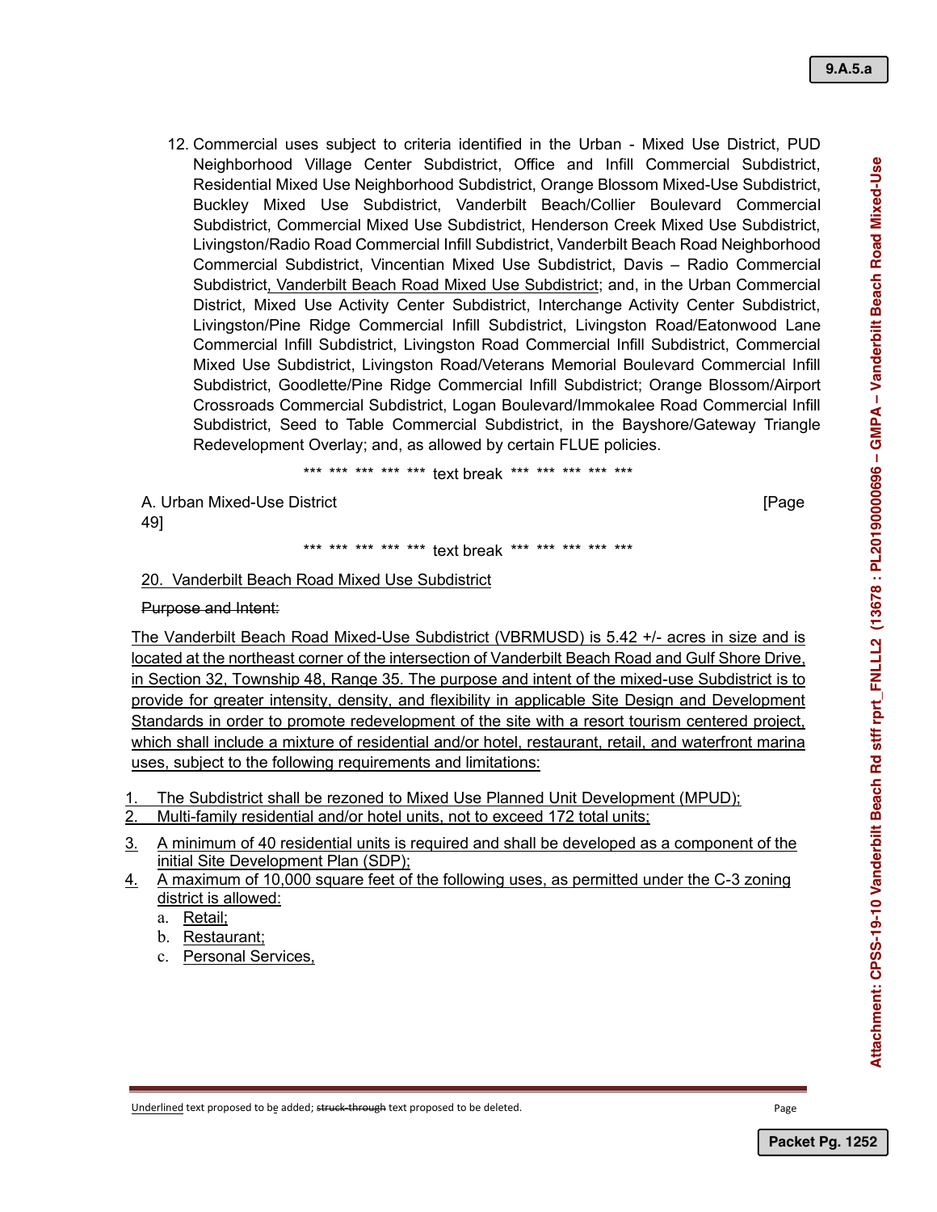12. Commercial uses subject to criteria identified in the Urban - Mixed Use District, PUD Neighborhood Village Center Subdistrict, Office and Infill Commercial Subdistrict, Residential Mixed Use Neighborhood Subdistrict, Orange Blossom Mixed-Use Subdistrict, Buckley Mixed Use Subdistrict, Vanderbilt Beach/Collier Boulevard Commercial Subdistrict, Commercial Mixed Use Subdistrict, Henderson Creek Mixed Use Subdistrict, Livingston/Radio Road Commercial Infill Subdistrict, Vanderbilt Beach Road Neighborhood Commercial Subdistrict, Vincentian Mixed Use Subdistrict, Davis – Radio Commercial Subdistrict<u>, Vanderbilt Beach Road Mixed Use Subdistrict</u>; and, in the Urban Commercial District, Mixed Use Activity Center Subdistrict, Interchange Activity Center Subdistrict, Livingston/Pine Ridge Commercial Infill Subdistrict, Livingston Road/Eatonwood Lane Commercial Infill Subdistrict, Livingston Road Commercial Infill Subdistrict, Commercial Mixed Use Subdistrict, Livingston Road/Veterans Memorial Boulevard Commercial Infill Subdistrict, Goodlette/Pine Ridge Commercial Infill Subdistrict; Orange Blossom/Airport Crossroads Commercial Subdistrict, Logan Boulevard/Immokalee Road Commercial Infill Subdistrict, Seed to Table Commercial Subdistrict, in the Bayshore/Gateway Triangle Redevelopment Overlay; and, as allowed by certain FLUE policies.

\*\*\* \*\*\* \*\*\* \*\*\* \*\*\* text break \*\*\* \*\*\* \*\*\* \*\*\* \*\*\*

A. Urban Mixed-Use District [Page 49]

\*\*\* \*\*\* \*\*\* \*\*\* \*\*\* text break \*\*\* \*\*\* \*\*\* \*\*\* \*\*\*

<u>20. Vanderbilt Beach Road Mixed Use Subdistrict</u>

~~Purpose and Intent:~~

<u>The Vanderbilt Beach Road Mixed-Use Subdistrict (VBRMUSD) is 5.42 +/- acres in size and is located at the northeast corner of the intersection of Vanderbilt Beach Road and Gulf Shore Drive, in Section 32, Township 48, Range 35. The purpose and intent of the mixed-use Subdistrict is to provide for greater intensity, density, and flexibility in applicable Site Design and Development Standards in order to promote redevelopment of the site with a resort tourism centered project, which shall include a mixture of residential and/or hotel, restaurant, retail, and waterfront marina uses, subject to the following requirements and limitations:</u>

1. <u>The Subdistrict shall be rezoned to Mixed Use Planned Unit Development (MPUD);</u>
2. <u>Multi-family residential and/or hotel units, not to exceed 172 total units;</u>
3. <u>A minimum of 40 residential units is required and shall be developed as a component of the initial Site Development Plan (SDP);</u>
4. <u>A maximum of 10,000 square feet of the following uses, as permitted under the C-3 zoning district is allowed:</u>
   a. <u>Retail;</u>
   b. <u>Restaurant;</u>
   c. <u>Personal Services,</u>

<u>Underlined</u> text proposed to be added; ~~struck-through~~ text proposed to be deleted.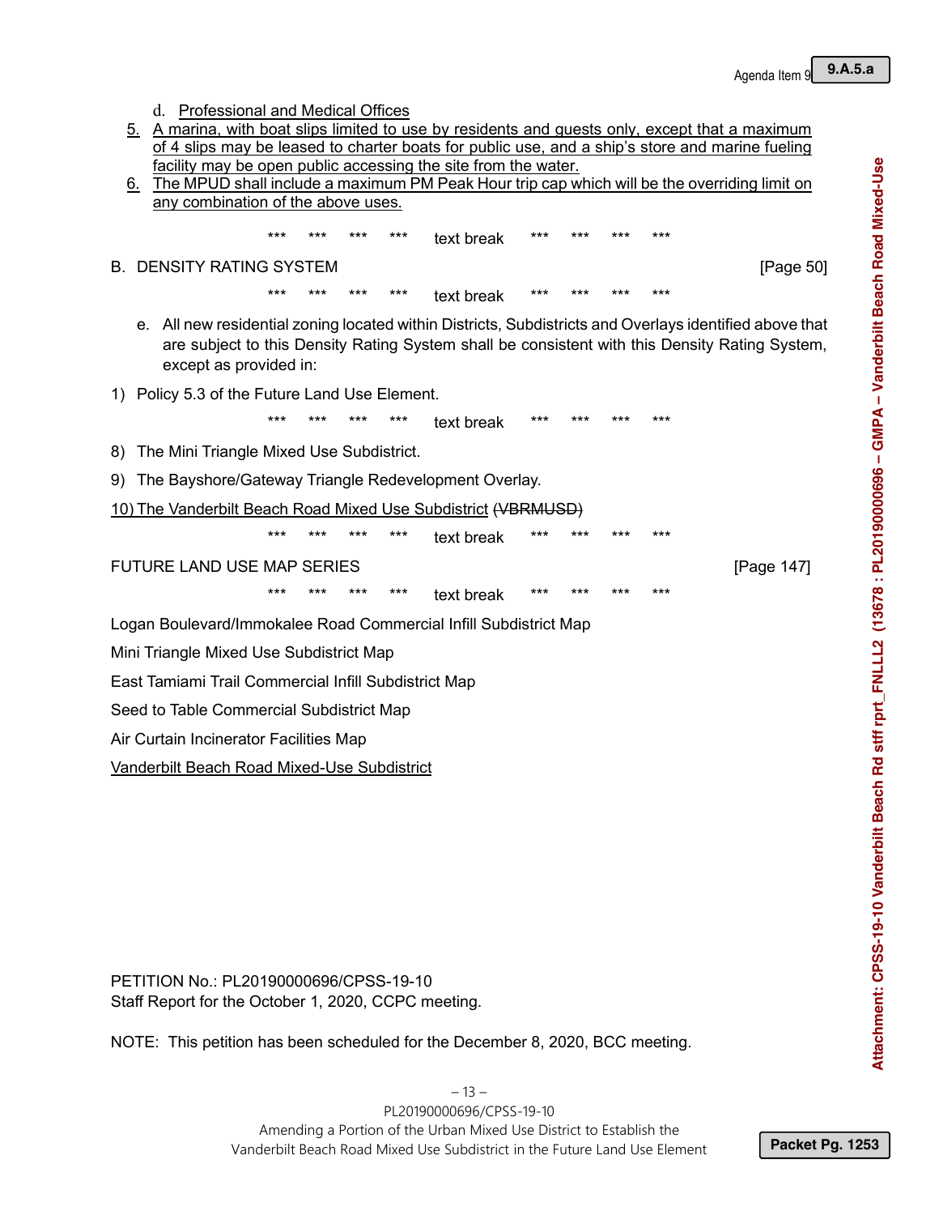d. <u>Professional and Medical Offices</u>

5. <u>A marina, with boat slips limited to use by residents and guests only, except that a maximum of 4 slips may be leased to charter boats for public use, and a ship's store and marine fueling facility may be open public accessing the site from the water.</u>
6. <u>The MPUD shall include a maximum PM Peak Hour trip cap which will be the overriding limit on any combination of the above uses.</u>

\*\*\* \*\*\* \*\*\* \*\*\* text break \*\*\* \*\*\* \*\*\* \*\*\*

B. DENSITY RATING SYSTEM [Page 50]

\*\*\* \*\*\* \*\*\* \*\*\* text break \*\*\* \*\*\* \*\*\* \*\*\*

e. All new residential zoning located within Districts, Subdistricts and Overlays identified above that are subject to this Density Rating System shall be consistent with this Density Rating System, except as provided in:

1) Policy 5.3 of the Future Land Use Element.

\*\*\* \*\*\* \*\*\* \*\*\* text break \*\*\* \*\*\* \*\*\* \*\*\*

8) The Mini Triangle Mixed Use Subdistrict.

9) The Bayshore/Gateway Triangle Redevelopment Overlay.

<u>10) The Vanderbilt Beach Road Mixed Use Subdistrict</u> ~~(VBRMUSD)~~

\*\*\* \*\*\* \*\*\* \*\*\* text break \*\*\* \*\*\* \*\*\* \*\*\*

FUTURE LAND USE MAP SERIES [Page 147]

\*\*\* \*\*\* \*\*\* \*\*\* text break \*\*\* \*\*\* \*\*\* \*\*\*

Logan Boulevard/Immokalee Road Commercial Infill Subdistrict Map

Mini Triangle Mixed Use Subdistrict Map

East Tamiami Trail Commercial Infill Subdistrict Map

Seed to Table Commercial Subdistrict Map

Air Curtain Incinerator Facilities Map

<u>Vanderbilt Beach Road Mixed-Use Subdistrict</u>

PETITION No.: PL20190000696/CPSS-19-10
Staff Report for the October 1, 2020, CCPC meeting.

NOTE: This petition has been scheduled for the December 8, 2020, BCC meeting.